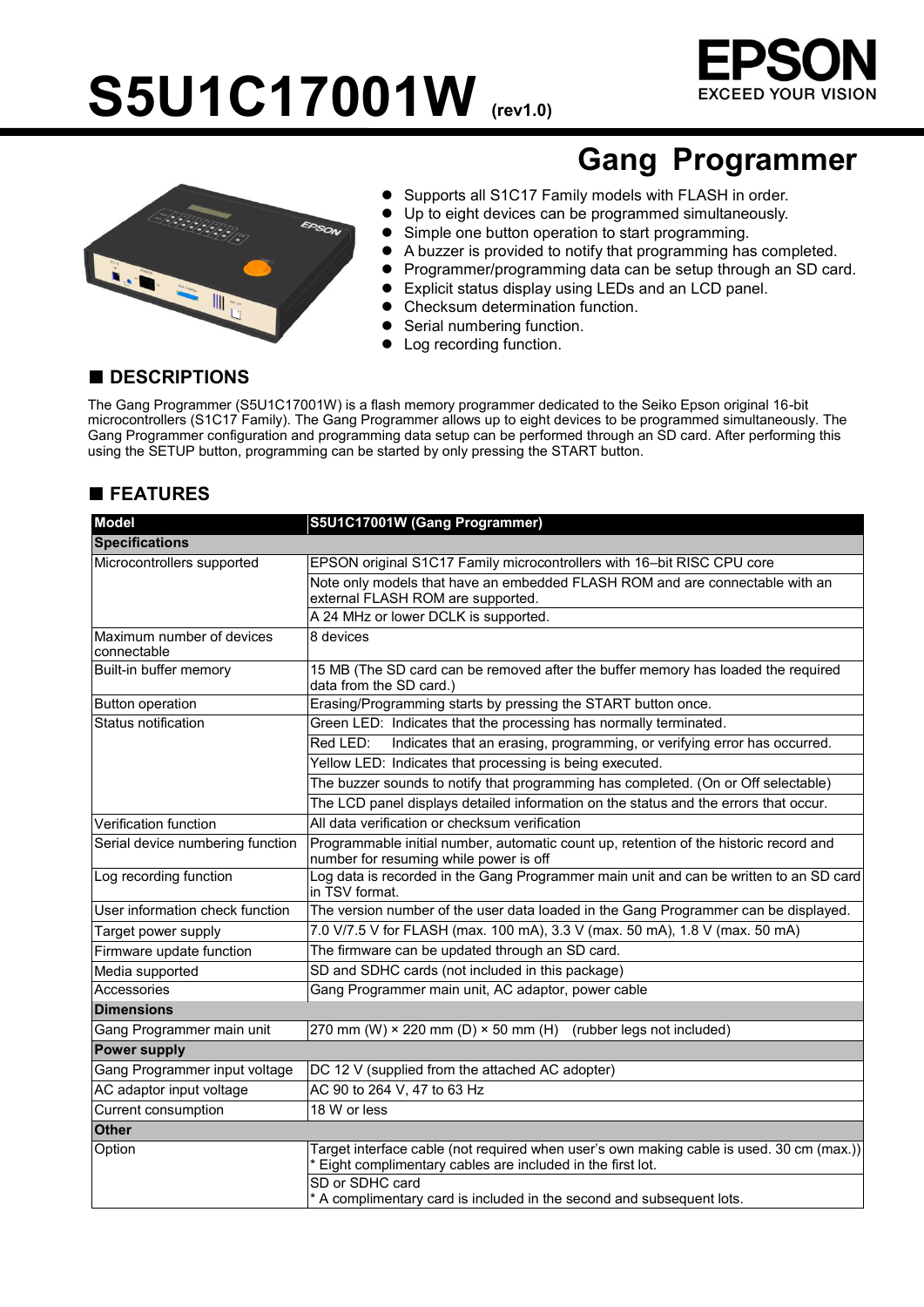# S5U1C17001W (rev1.0)

EPSON
EXCEED YOUR VISION

## Gang Programmer

- Supports all S1C17 Family models with FLASH in order.
- Up to eight devices can be programmed simultaneously.
- Simple one button operation to start programming.
- A buzzer is provided to notify that programming has completed.
- Programmer/programming data can be setup through an SD card.
- Explicit status display using LEDs and an LCD panel.
- Checksum determination function.
- Serial numbering function.
- Log recording function.

## ■ DESCRIPTIONS

The Gang Programmer (S5U1C17001W) is a flash memory programmer dedicated to the Seiko Epson original 16-bit microcontrollers (S1C17 Family). The Gang Programmer allows up to eight devices to be programmed simultaneously. The Gang Programmer configuration and programming data setup can be performed through an SD card. After performing this using the SETUP button, programming can be started by only pressing the START button.

## ■ FEATURES

| Model | S5U1C17001W (Gang Programmer) |
|---|---|
| **Specifications** | |
| Microcontrollers supported | EPSON original S1C17 Family microcontrollers with 16–bit RISC CPU core |
| | Note only models that have an embedded FLASH ROM and are connectable with an external FLASH ROM are supported. |
| | A 24 MHz or lower DCLK is supported. |
| Maximum number of devices connectable | 8 devices |
| Built-in buffer memory | 15 MB (The SD card can be removed after the buffer memory has loaded the required data from the SD card.) |
| Button operation | Erasing/Programming starts by pressing the START button once. |
| Status notification | Green LED: Indicates that the processing has normally terminated. |
| | Red LED: Indicates that an erasing, programming, or verifying error has occurred. |
| | Yellow LED: Indicates that processing is being executed. |
| | The buzzer sounds to notify that programming has completed. (On or Off selectable) |
| | The LCD panel displays detailed information on the status and the errors that occur. |
| Verification function | All data verification or checksum verification |
| Serial device numbering function | Programmable initial number, automatic count up, retention of the historic record and number for resuming while power is off |
| Log recording function | Log data is recorded in the Gang Programmer main unit and can be written to an SD card in TSV format. |
| User information check function | The version number of the user data loaded in the Gang Programmer can be displayed. |
| Target power supply | 7.0 V/7.5 V for FLASH (max. 100 mA), 3.3 V (max. 50 mA), 1.8 V (max. 50 mA) |
| Firmware update function | The firmware can be updated through an SD card. |
| Media supported | SD and SDHC cards (not included in this package) |
| Accessories | Gang Programmer main unit, AC adaptor, power cable |
| **Dimensions** | |
| Gang Programmer main unit | 270 mm (W) × 220 mm (D) × 50 mm (H) (rubber legs not included) |
| **Power supply** | |
| Gang Programmer input voltage | DC 12 V (supplied from the attached AC adopter) |
| AC adaptor input voltage | AC 90 to 264 V, 47 to 63 Hz |
| Current consumption | 18 W or less |
| **Other** | |
| Option | Target interface cable (not required when user's own making cable is used. 30 cm (max.)) * Eight complimentary cables are included in the first lot. |
| | SD or SDHC card * A complimentary card is included in the second and subsequent lots. |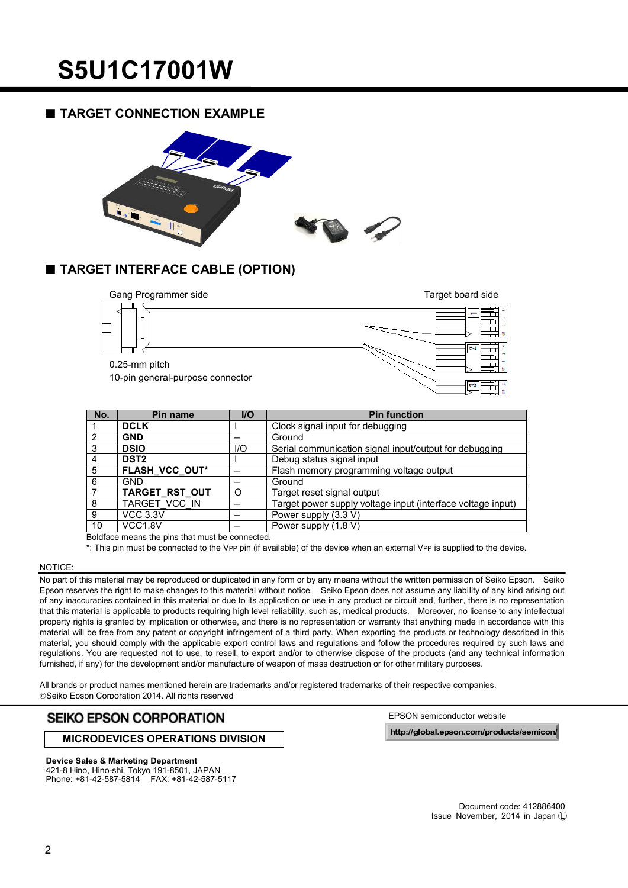# S5U1C17001W

## ■ TARGET CONNECTION EXAMPLE

## ■ TARGET INTERFACE CABLE (OPTION)

Gang Programmer side

Target board side

0.25-mm pitch
10-pin general-purpose connector

| No. | Pin name | I/O | Pin function |
|---|---|---|---|
| 1 | **DCLK** | I | Clock signal input for debugging |
| 2 | **GND** | – | Ground |
| 3 | **DSIO** | I/O | Serial communication signal input/output for debugging |
| 4 | **DST2** | I | Debug status signal input |
| 5 | **FLASH_VCC_OUT*** | – | Flash memory programming voltage output |
| 6 | GND | – | Ground |
| 7 | **TARGET_RST_OUT** | O | Target reset signal output |
| 8 | TARGET_VCC_IN | – | Target power supply voltage input (interface voltage input) |
| 9 | VCC 3.3V | – | Power supply (3.3 V) |
| 10 | VCC1.8V | – | Power supply (1.8 V) |

Boldface means the pins that must be connected.

*: This pin must be connected to the $V_{PP}$ pin (if available) of the device when an external $V_{PP}$ is supplied to the device.

NOTICE:

No part of this material may be reproduced or duplicated in any form or by any means without the written permission of Seiko Epson. Seiko Epson reserves the right to make changes to this material without notice. Seiko Epson does not assume any liability of any kind arising out of any inaccuracies contained in this material or due to its application or use in any product or circuit and, further, there is no representation that this material is applicable to products requiring high level reliability, such as, medical products. Moreover, no license to any intellectual property rights is granted by implication or otherwise, and there is no representation or warranty that anything made in accordance with this material will be free from any patent or copyright infringement of a third party. When exporting the products or technology described in this material, you should comply with the applicable export control laws and regulations and follow the procedures required by such laws and regulations. You are requested not to use, to resell, to export and/or to otherwise dispose of the products (and any technical information furnished, if any) for the development and/or manufacture of weapon of mass destruction or for other military purposes.

All brands or product names mentioned herein are trademarks and/or registered trademarks of their respective companies.
©Seiko Epson Corporation 2014, All rights reserved

**SEIKO EPSON CORPORATION**

**MICRODEVICES OPERATIONS DIVISION**

**Device Sales & Marketing Department**
421-8 Hino, Hino-shi, Tokyo 191-8501, JAPAN
Phone: +81-42-587-5814 FAX: +81-42-587-5117

EPSON semiconductor website

**http://global.epson.com/products/semicon/**

Document code: 412886400
Issue November, 2014 in Japan Ⓛ